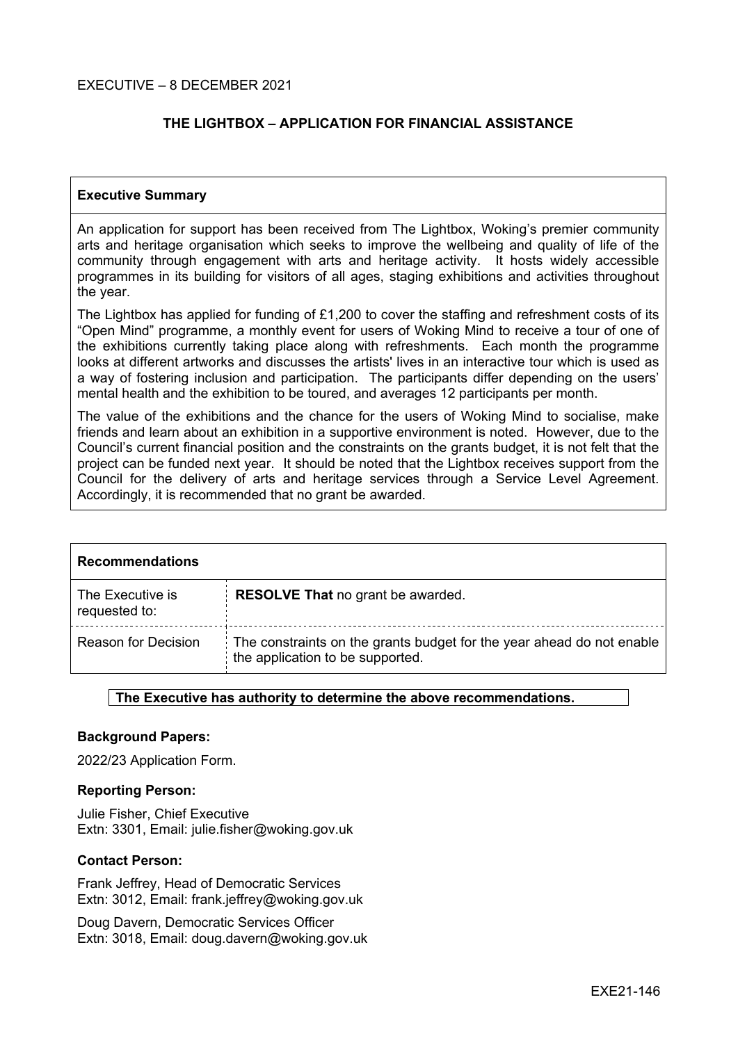EXECUTIVE – 8 DECEMBER 2021

# THE LIGHTBOX – APPLICATION FOR FINANCIAL ASSISTANCE

## Executive Summary

An application for support has been received from The Lightbox, Woking's premier community arts and heritage organisation which seeks to improve the wellbeing and quality of life of the community through engagement with arts and heritage activity. It hosts widely accessible programmes in its building for visitors of all ages, staging exhibitions and activities throughout the year.

The Lightbox has applied for funding of £1,200 to cover the staffing and refreshment costs of its "Open Mind" programme, a monthly event for users of Woking Mind to receive a tour of one of the exhibitions currently taking place along with refreshments. Each month the programme looks at different artworks and discusses the artists' lives in an interactive tour which is used as a way of fostering inclusion and participation. The participants differ depending on the users' mental health and the exhibition to be toured, and averages 12 participants per month.

The value of the exhibitions and the chance for the users of Woking Mind to socialise, make friends and learn about an exhibition in a supportive environment is noted. However, due to the Council's current financial position and the constraints on the grants budget, it is not felt that the project can be funded next year. It should be noted that the Lightbox receives support from the Council for the delivery of arts and heritage services through a Service Level Agreement. Accordingly, it is recommended that no grant be awarded.

## Recommendations

| | |
|---|---|
| The Executive is requested to: | **RESOLVE That** no grant be awarded. |
| Reason for Decision | The constraints on the grants budget for the year ahead do not enable the application to be supported. |

**The Executive has authority to determine the above recommendations.**

**Background Papers:**

2022/23 Application Form.

**Reporting Person:**

Julie Fisher, Chief Executive
Extn: 3301, Email: julie.fisher@woking.gov.uk

**Contact Person:**

Frank Jeffrey, Head of Democratic Services
Extn: 3012, Email: frank.jeffrey@woking.gov.uk

Doug Davern, Democratic Services Officer
Extn: 3018, Email: doug.davern@woking.gov.uk

EXE21-146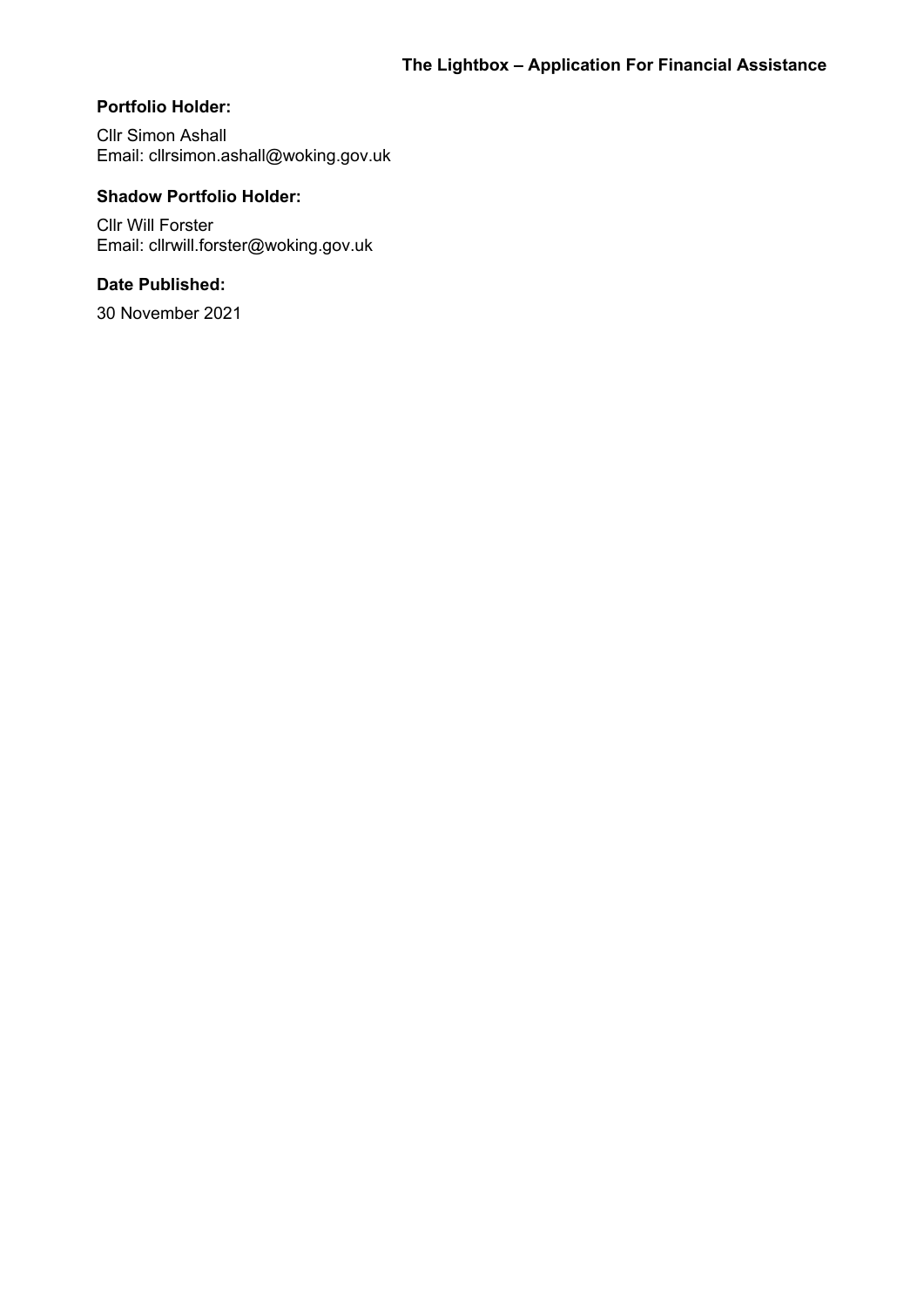**The Lightbox – Application For Financial Assistance**

**Portfolio Holder:**

Cllr Simon Ashall
Email: cllrsimon.ashall@woking.gov.uk

**Shadow Portfolio Holder:**

Cllr Will Forster
Email: cllrwill.forster@woking.gov.uk

**Date Published:**

30 November 2021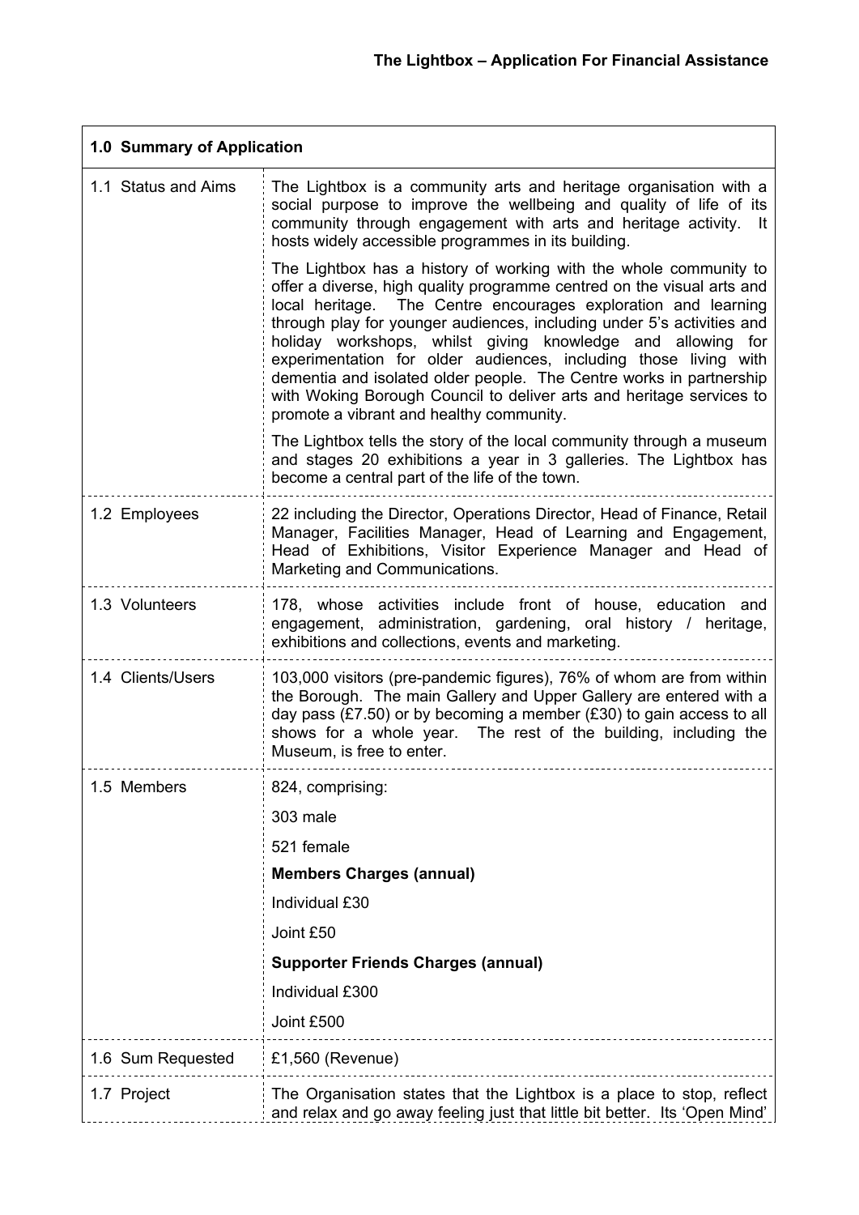**The Lightbox – Application For Financial Assistance**

| **1.0 Summary of Application** | |
|---|---|
| 1.1 Status and Aims | The Lightbox is a community arts and heritage organisation with a social purpose to improve the wellbeing and quality of life of its community through engagement with arts and heritage activity. It hosts widely accessible programmes in its building.<br><br>The Lightbox has a history of working with the whole community to offer a diverse, high quality programme centred on the visual arts and local heritage. The Centre encourages exploration and learning through play for younger audiences, including under 5's activities and holiday workshops, whilst giving knowledge and allowing for experimentation for older audiences, including those living with dementia and isolated older people. The Centre works in partnership with Woking Borough Council to deliver arts and heritage services to promote a vibrant and healthy community.<br><br>The Lightbox tells the story of the local community through a museum and stages 20 exhibitions a year in 3 galleries. The Lightbox has become a central part of the life of the town. |
| 1.2 Employees | 22 including the Director, Operations Director, Head of Finance, Retail Manager, Facilities Manager, Head of Learning and Engagement, Head of Exhibitions, Visitor Experience Manager and Head of Marketing and Communications. |
| 1.3 Volunteers | 178, whose activities include front of house, education and engagement, administration, gardening, oral history / heritage, exhibitions and collections, events and marketing. |
| 1.4 Clients/Users | 103,000 visitors (pre-pandemic figures), 76% of whom are from within the Borough. The main Gallery and Upper Gallery are entered with a day pass (£7.50) or by becoming a member (£30) to gain access to all shows for a whole year. The rest of the building, including the Museum, is free to enter. |
| 1.5 Members | 824, comprising:<br><br>303 male<br><br>521 female<br><br>**Members Charges (annual)**<br><br>Individual £30<br><br>Joint £50<br><br>**Supporter Friends Charges (annual)**<br><br>Individual £300<br><br>Joint £500 |
| 1.6 Sum Requested | £1,560 (Revenue) |
| 1.7 Project | The Organisation states that the Lightbox is a place to stop, reflect and relax and go away feeling just that little bit better. Its 'Open Mind' |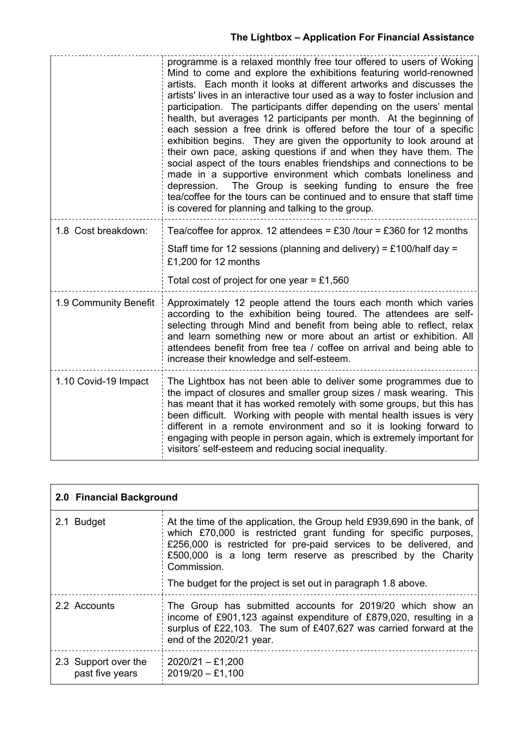| | |
|---|---|
| | programme is a relaxed monthly free tour offered to users of Woking Mind to come and explore the exhibitions featuring world-renowned artists. Each month it looks at different artworks and discusses the artists' lives in an interactive tour used as a way to foster inclusion and participation. The participants differ depending on the users' mental health, but averages 12 participants per month. At the beginning of each session a free drink is offered before the tour of a specific exhibition begins. They are given the opportunity to look around at their own pace, asking questions if and when they have them. The social aspect of the tours enables friendships and connections to be made in a supportive environment which combats loneliness and depression. The Group is seeking funding to ensure the free tea/coffee for the tours can be continued and to ensure that staff time is covered for planning and talking to the group. |
| 1.8 Cost breakdown: | Tea/coffee for approx. 12 attendees = £30 /tour = £360 for 12 months<br><br>Staff time for 12 sessions (planning and delivery) = £100/half day = £1,200 for 12 months<br><br>Total cost of project for one year = £1,560 |
| 1.9 Community Benefit | Approximately 12 people attend the tours each month which varies according to the exhibition being toured. The attendees are self-selecting through Mind and benefit from being able to reflect, relax and learn something new or more about an artist or exhibition. All attendees benefit from free tea / coffee on arrival and being able to increase their knowledge and self-esteem. |
| 1.10 Covid-19 Impact | The Lightbox has not been able to deliver some programmes due to the impact of closures and smaller group sizes / mask wearing. This has meant that it has worked remotely with some groups, but this has been difficult. Working with people with mental health issues is very different in a remote environment and so it is looking forward to engaging with people in person again, which is extremely important for visitors' self-esteem and reducing social inequality. |

| **2.0 Financial Background** | |
|---|---|
| 2.1 Budget | At the time of the application, the Group held £939,690 in the bank, of which £70,000 is restricted grant funding for specific purposes, £256,000 is restricted for pre-paid services to be delivered, and £500,000 is a long term reserve as prescribed by the Charity Commission.<br><br>The budget for the project is set out in paragraph 1.8 above. |
| 2.2 Accounts | The Group has submitted accounts for 2019/20 which show an income of £901,123 against expenditure of £879,020, resulting in a surplus of £22,103. The sum of £407,627 was carried forward at the end of the 2020/21 year. |
| 2.3 Support over the past five years | 2020/21 – £1,200<br>2019/20 – £1,100 |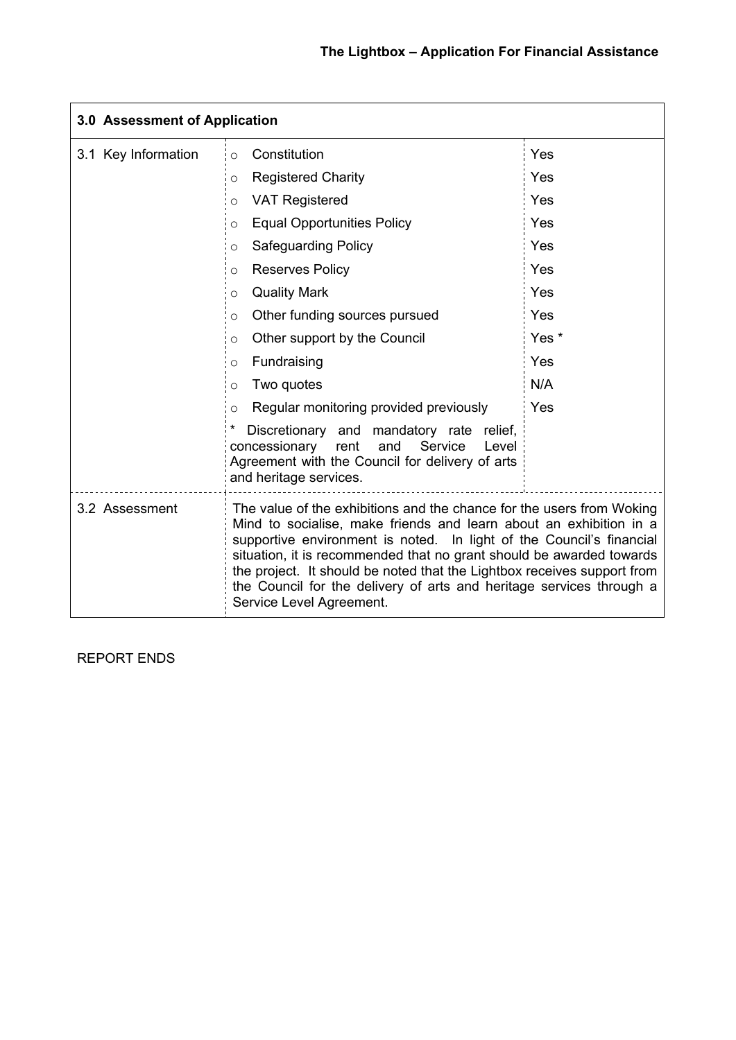| 3.0 Assessment of Application | | |
|---|---|---|
| 3.1 Key Information | ○ Constitution | Yes |
| | ○ Registered Charity | Yes |
| | ○ VAT Registered | Yes |
| | ○ Equal Opportunities Policy | Yes |
| | ○ Safeguarding Policy | Yes |
| | ○ Reserves Policy | Yes |
| | ○ Quality Mark | Yes |
| | ○ Other funding sources pursued | Yes |
| | ○ Other support by the Council | Yes * |
| | ○ Fundraising | Yes |
| | ○ Two quotes | N/A |
| | ○ Regular monitoring provided previously | Yes |
| | * Discretionary and mandatory rate relief, concessionary rent and Service Level Agreement with the Council for delivery of arts and heritage services. | |
| 3.2 Assessment | The value of the exhibitions and the chance for the users from Woking Mind to socialise, make friends and learn about an exhibition in a supportive environment is noted. In light of the Council's financial situation, it is recommended that no grant should be awarded towards the project. It should be noted that the Lightbox receives support from the Council for the delivery of arts and heritage services through a Service Level Agreement. | |

REPORT ENDS